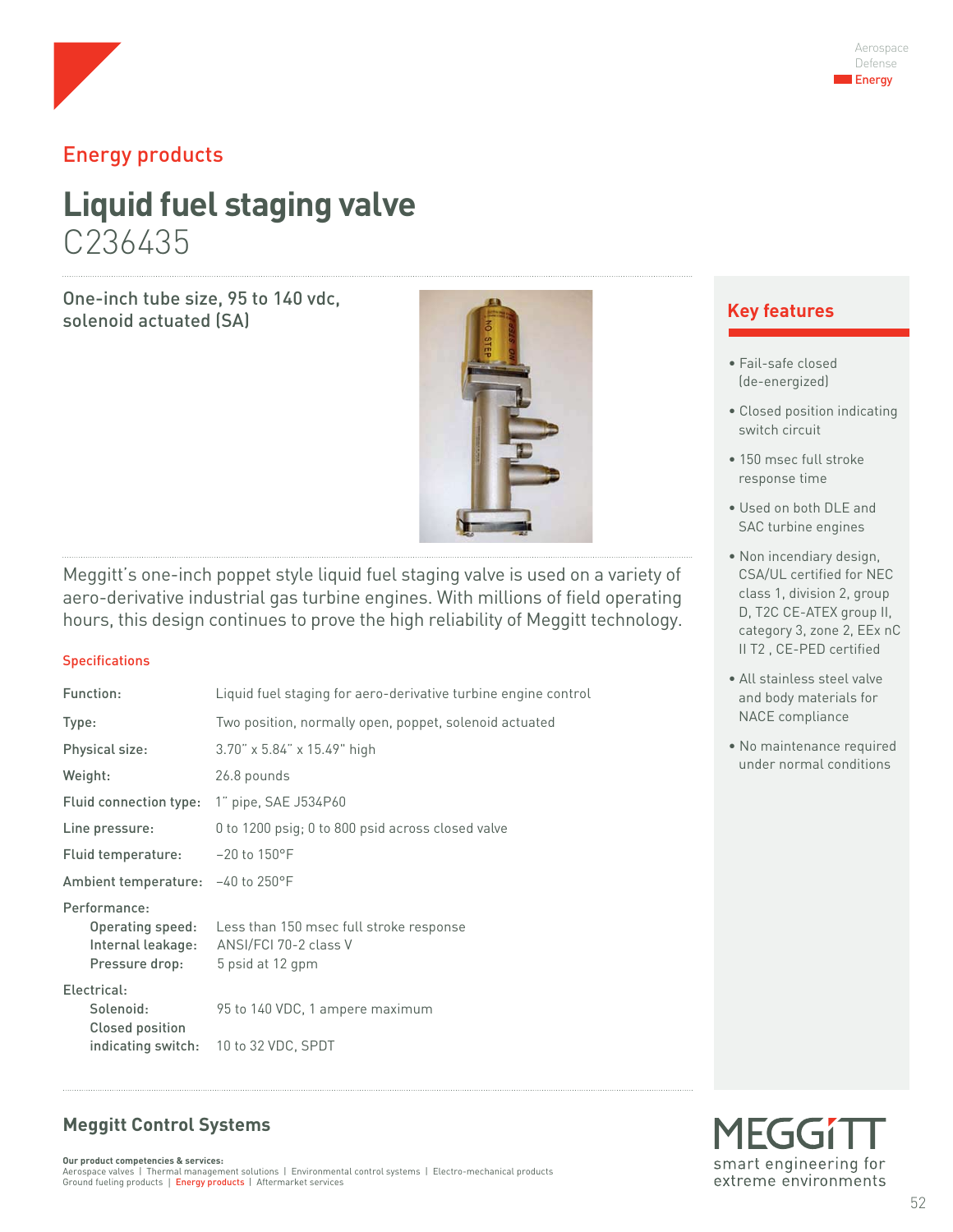Aerospace
Defense
Energy

## Energy products

# Liquid fuel staging valve

C236435

One-inch tube size, 95 to 140 vdc, solenoid actuated (SA)

Meggitt's one-inch poppet style liquid fuel staging valve is used on a variety of aero-derivative industrial gas turbine engines. With millions of field operating hours, this design continues to prove the high reliability of Meggitt technology.

### Specifications

| | |
|---|---|
| Function: | Liquid fuel staging for aero-derivative turbine engine control |
| Type: | Two position, normally open, poppet, solenoid actuated |
| Physical size: | 3.70" x 5.84" x 15.49" high |
| Weight: | 26.8 pounds |
| Fluid connection type: | 1" pipe, SAE J534P60 |
| Line pressure: | 0 to 1200 psig; 0 to 800 psid across closed valve |
| Fluid temperature: | −20 to 150°F |
| Ambient temperature: | −40 to 250°F |
| Performance: | |
| Operating speed: | Less than 150 msec full stroke response |
| Internal leakage: | ANSI/FCI 70-2 class V |
| Pressure drop: | 5 psid at 12 gpm |
| Electrical: | |
| Solenoid: | 95 to 140 VDC, 1 ampere maximum |
| Closed position indicating switch: | 10 to 32 VDC, SPDT |

## Key features

- Fail-safe closed (de-energized)
- Closed position indicating switch circuit
- 150 msec full stroke response time
- Used on both DLE and SAC turbine engines
- Non incendiary design, CSA/UL certified for NEC class 1, division 2, group D, T2C CE-ATEX group II, category 3, zone 2, EEx nC II T2 , CE-PED certified
- All stainless steel valve and body materials for NACE compliance
- No maintenance required under normal conditions

## Meggitt Control Systems

**Our product competencies & services:**
Aerospace valves | Thermal management solutions | Environmental control systems | Electro-mechanical products
Ground fueling products | Energy products | Aftermarket services

MEGGITT
smart engineering for extreme environments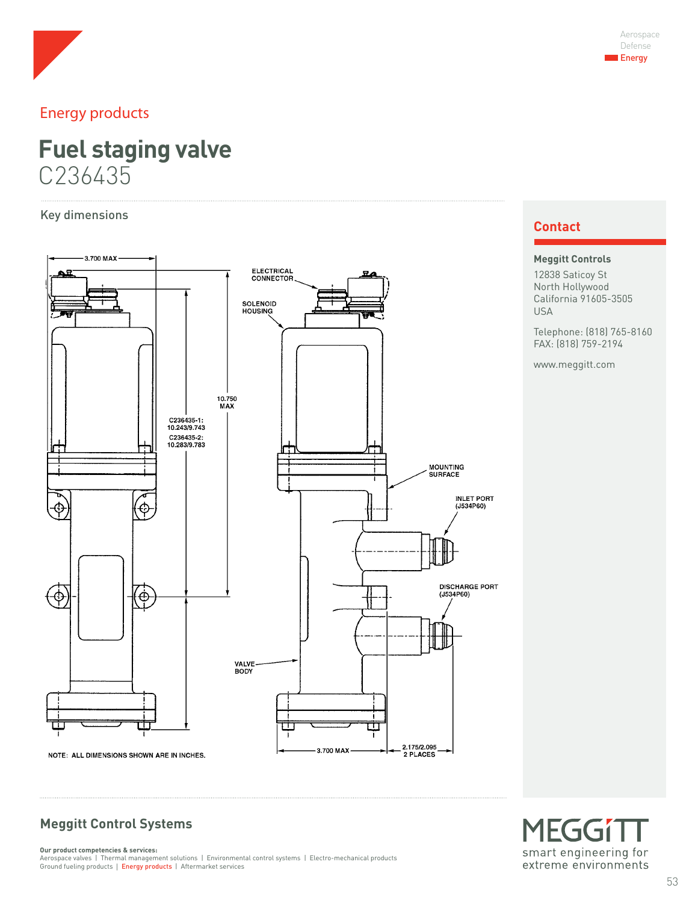Energy products

# Fuel staging valve

C236435

## Key dimensions

3.700 MAX

ELECTRICAL CONNECTOR

SOLENOID HOUSING

10.750 MAX

C236435-1: 10.243/9.743

C236435-2: 10.283/9.783

MOUNTING SURFACE

INLET PORT (J534P60)

DISCHARGE PORT (J534P60)

VALVE BODY

3.700 MAX

2.175/2.095 2 PLACES

NOTE: ALL DIMENSIONS SHOWN ARE IN INCHES.

## Contact

**Meggitt Controls**

12838 Saticoy St
North Hollywood
California 91605-3505
USA

Telephone: (818) 765-8160
FAX: (818) 759-2194

www.meggitt.com

## Meggitt Control Systems

**Our product competencies & services:**
Aerospace valves | Thermal management solutions | Environmental control systems | Electro-mechanical products
Ground fueling products | Energy products | Aftermarket services

MEGGITT
smart engineering for extreme environments